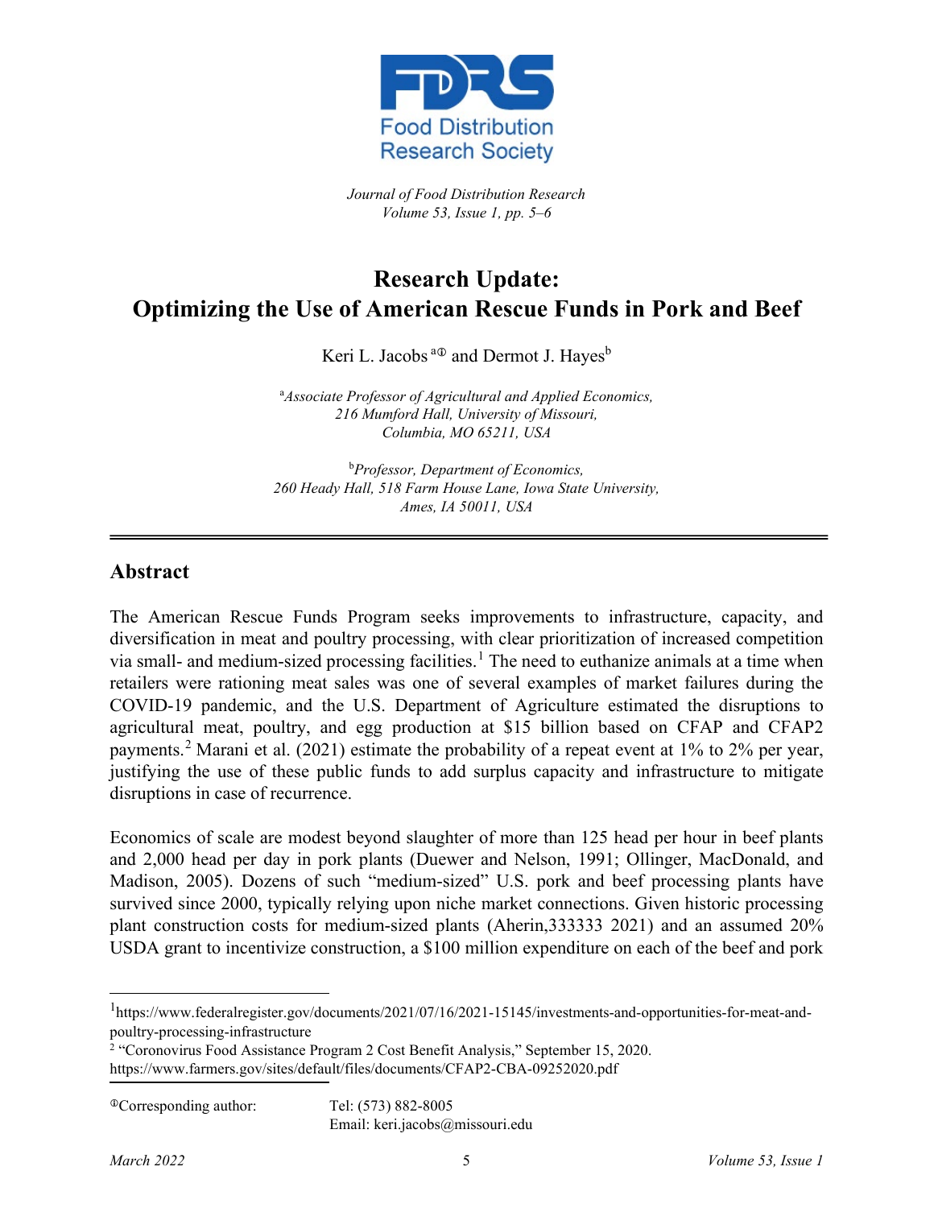Food Distribution Research Society

*Journal of Food Distribution Research*
*Volume 53, Issue 1, pp. 5–6*

# Research Update: Optimizing the Use of American Rescue Funds in Pork and Beef

Keri L. Jacobs[a] and Dermot J. Hayes[b]

[a]*Associate Professor of Agricultural and Applied Economics, 216 Mumford Hall, University of Missouri, Columbia, MO 65211, USA*

[b]*Professor, Department of Economics, 260 Heady Hall, 518 Farm House Lane, Iowa State University, Ames, IA 50011, USA*

---

## Abstract

The American Rescue Funds Program seeks improvements to infrastructure, capacity, and diversification in meat and poultry processing, with clear prioritization of increased competition via small- and medium-sized processing facilities.[1] The need to euthanize animals at a time when retailers were rationing meat sales was one of several examples of market failures during the COVID-19 pandemic, and the U.S. Department of Agriculture estimated the disruptions to agricultural meat, poultry, and egg production at $15 billion based on CFAP and CFAP2 payments.[2] Marani et al. (2021) estimate the probability of a repeat event at 1% to 2% per year, justifying the use of these public funds to add surplus capacity and infrastructure to mitigate disruptions in case of recurrence.

Economics of scale are modest beyond slaughter of more than 125 head per hour in beef plants and 2,000 head per day in pork plants (Duewer and Nelson, 1991; Ollinger, MacDonald, and Madison, 2005). Dozens of such "medium-sized" U.S. pork and beef processing plants have survived since 2000, typically relying upon niche market connections. Given historic processing plant construction costs for medium-sized plants (Aherin,333333 2021) and an assumed 20% USDA grant to incentivize construction, a $100 million expenditure on each of the beef and pork

---

[1] https://www.federalregister.gov/documents/2021/07/16/2021-15145/investments-and-opportunities-for-meat-and-poultry-processing-infrastructure

[2] "Coronovirus Food Assistance Program 2 Cost Benefit Analysis," September 15, 2020. https://www.farmers.gov/sites/default/files/documents/CFAP2-CBA-09252020.pdf

Corresponding author: Tel: (573) 882-8005
Email: keri.jacobs@missouri.edu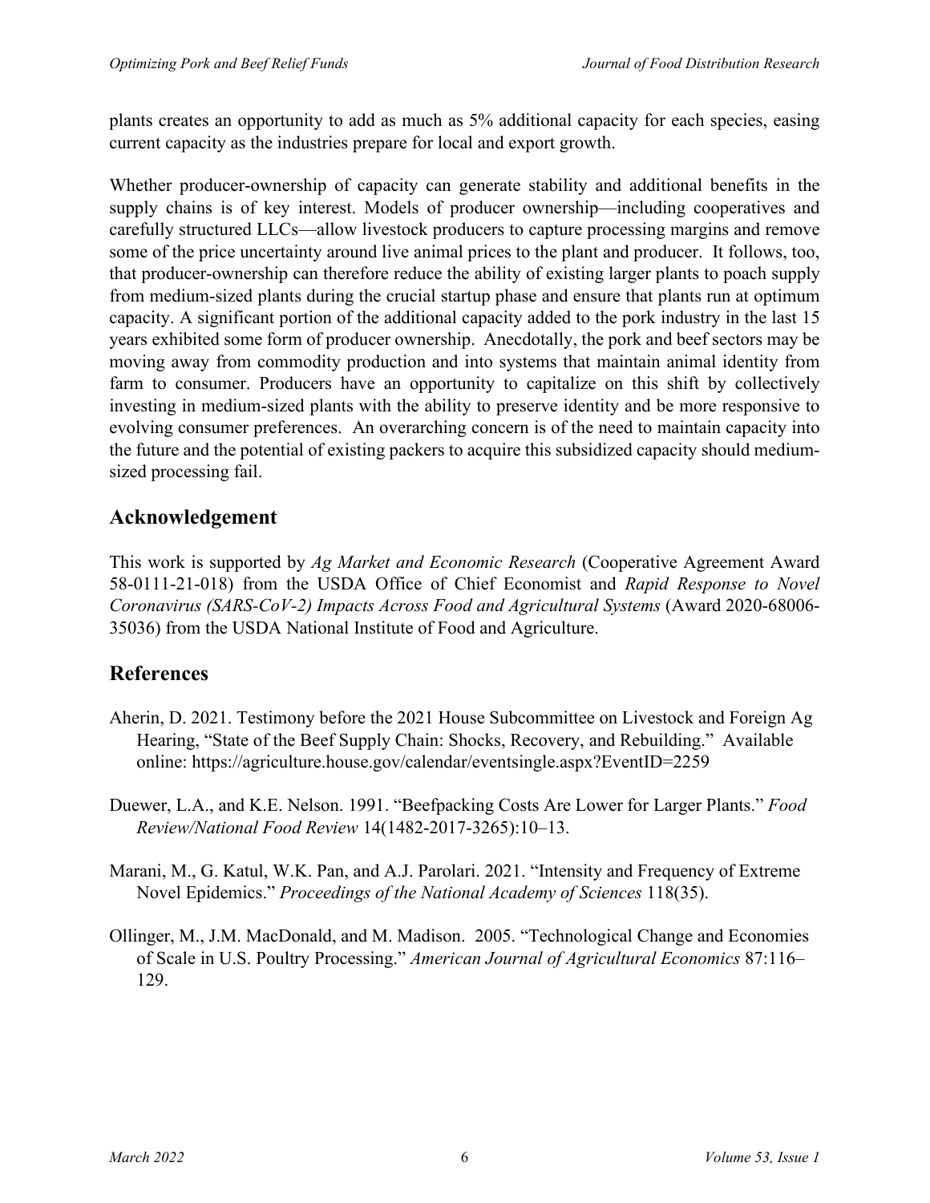plants creates an opportunity to add as much as 5% additional capacity for each species, easing current capacity as the industries prepare for local and export growth.

Whether producer-ownership of capacity can generate stability and additional benefits in the supply chains is of key interest. Models of producer ownership—including cooperatives and carefully structured LLCs—allow livestock producers to capture processing margins and remove some of the price uncertainty around live animal prices to the plant and producer. It follows, too, that producer-ownership can therefore reduce the ability of existing larger plants to poach supply from medium-sized plants during the crucial startup phase and ensure that plants run at optimum capacity. A significant portion of the additional capacity added to the pork industry in the last 15 years exhibited some form of producer ownership. Anecdotally, the pork and beef sectors may be moving away from commodity production and into systems that maintain animal identity from farm to consumer. Producers have an opportunity to capitalize on this shift by collectively investing in medium-sized plants with the ability to preserve identity and be more responsive to evolving consumer preferences. An overarching concern is of the need to maintain capacity into the future and the potential of existing packers to acquire this subsidized capacity should medium-sized processing fail.

## Acknowledgement

This work is supported by *Ag Market and Economic Research* (Cooperative Agreement Award 58-0111-21-018) from the USDA Office of Chief Economist and *Rapid Response to Novel Coronavirus (SARS-CoV-2) Impacts Across Food and Agricultural Systems* (Award 2020-68006-35036) from the USDA National Institute of Food and Agriculture.

## References

Aherin, D. 2021. Testimony before the 2021 House Subcommittee on Livestock and Foreign Ag Hearing, "State of the Beef Supply Chain: Shocks, Recovery, and Rebuilding." Available online: https://agriculture.house.gov/calendar/eventsingle.aspx?EventID=2259

Duewer, L.A., and K.E. Nelson. 1991. "Beefpacking Costs Are Lower for Larger Plants." *Food Review/National Food Review* 14(1482-2017-3265):10–13.

Marani, M., G. Katul, W.K. Pan, and A.J. Parolari. 2021. "Intensity and Frequency of Extreme Novel Epidemics." *Proceedings of the National Academy of Sciences* 118(35).

Ollinger, M., J.M. MacDonald, and M. Madison. 2005. "Technological Change and Economies of Scale in U.S. Poultry Processing." *American Journal of Agricultural Economics* 87:116–129.